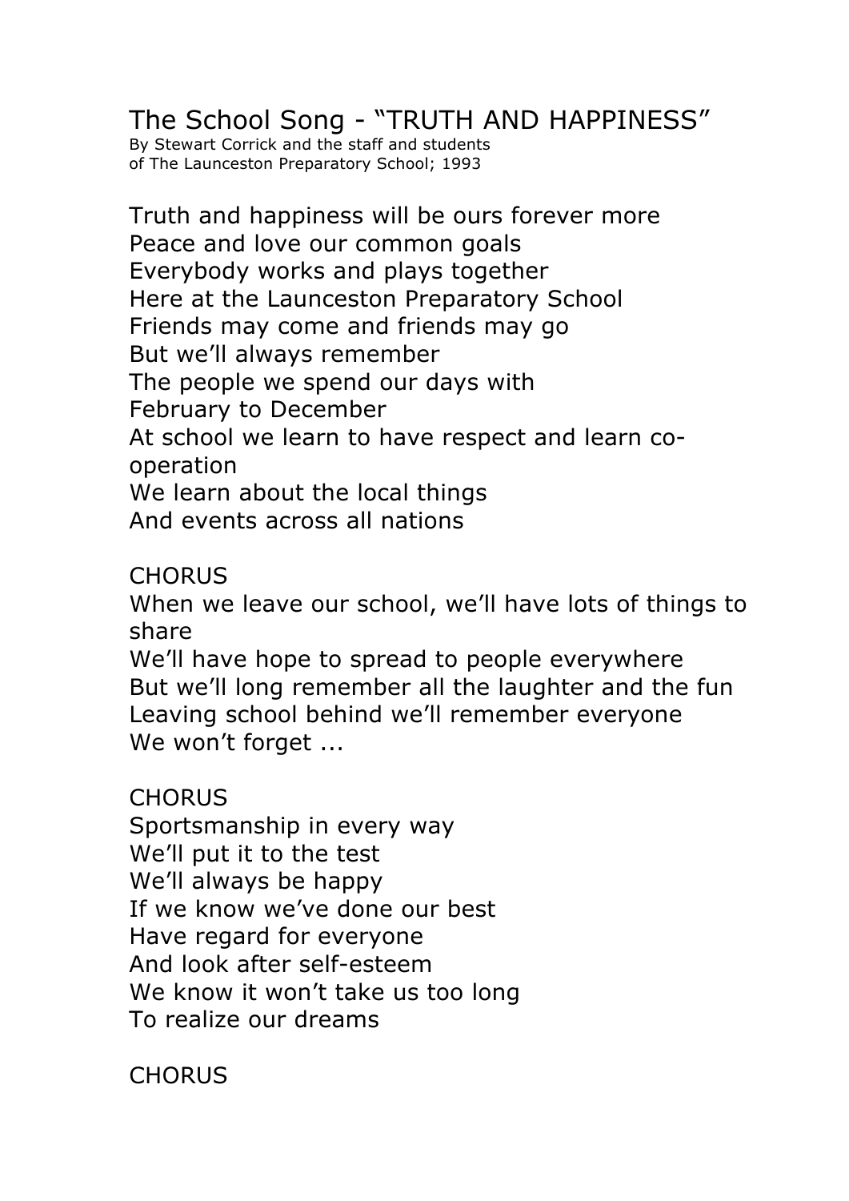# The School Song - “TRUTH AND HAPPINESS”

By Stewart Corrick and the staff and students
of The Launceston Preparatory School; 1993

Truth and happiness will be ours forever more
Peace and love our common goals
Everybody works and plays together
Here at the Launceston Preparatory School
Friends may come and friends may go
But we’ll always remember
The people we spend our days with
February to December
At school we learn to have respect and learn co-operation
We learn about the local things
And events across all nations

CHORUS
When we leave our school, we’ll have lots of things to share
We’ll have hope to spread to people everywhere
But we’ll long remember all the laughter and the fun
Leaving school behind we’ll remember everyone
We won’t forget ...

CHORUS
Sportsmanship in every way
We’ll put it to the test
We’ll always be happy
If we know we’ve done our best
Have regard for everyone
And look after self-esteem
We know it won’t take us too long
To realize our dreams

CHORUS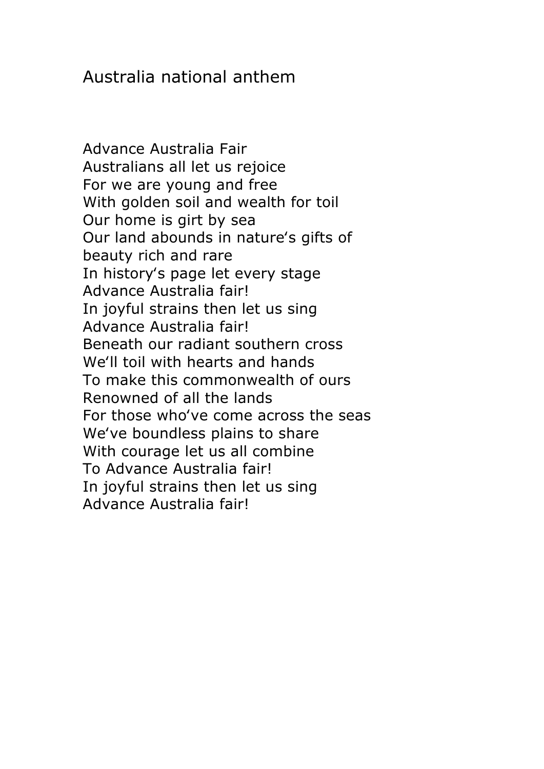# Australia national anthem

Advance Australia Fair
Australians all let us rejoice
For we are young and free
With golden soil and wealth for toil
Our home is girt by sea
Our land abounds in nature's gifts of
beauty rich and rare
In history's page let every stage
Advance Australia fair!
In joyful strains then let us sing
Advance Australia fair!
Beneath our radiant southern cross
We'll toil with hearts and hands
To make this commonwealth of ours
Renowned of all the lands
For those who've come across the seas
We've boundless plains to share
With courage let us all combine
To Advance Australia fair!
In joyful strains then let us sing
Advance Australia fair!